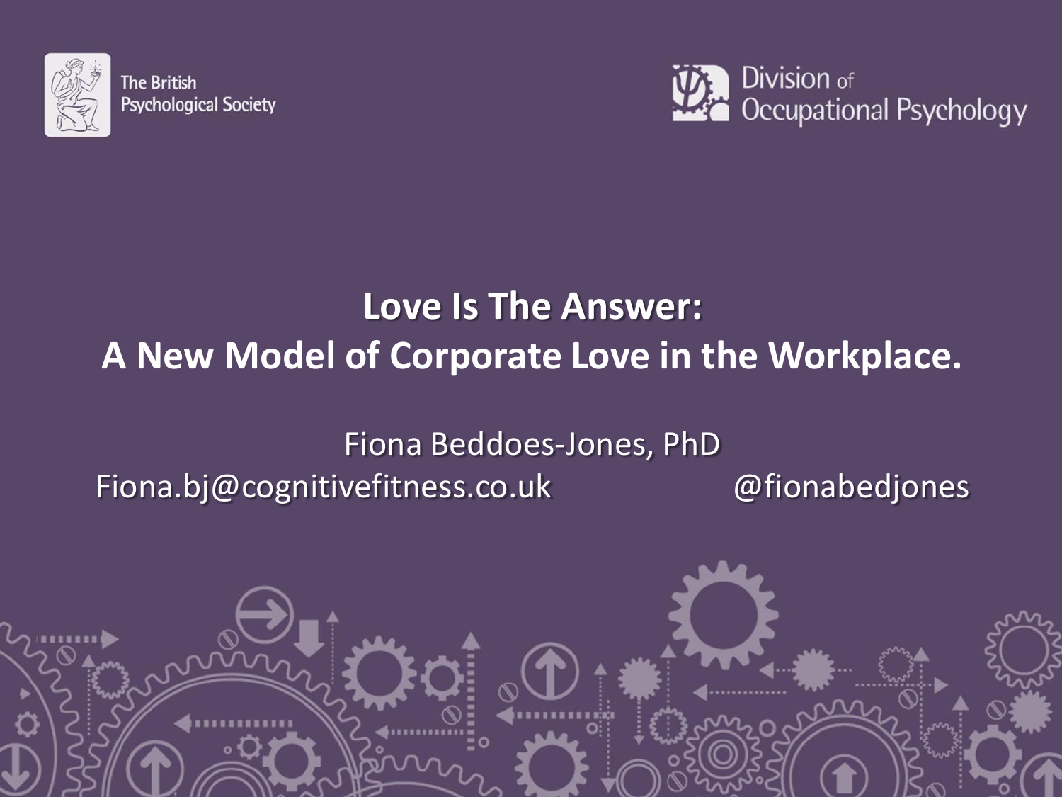The British Psychological Society

Division of Occupational Psychology

# Love Is The Answer: A New Model of Corporate Love in the Workplace.

Fiona Beddoes-Jones, PhD

Fiona.bj@cognitivefitness.co.uk

@fionabedjones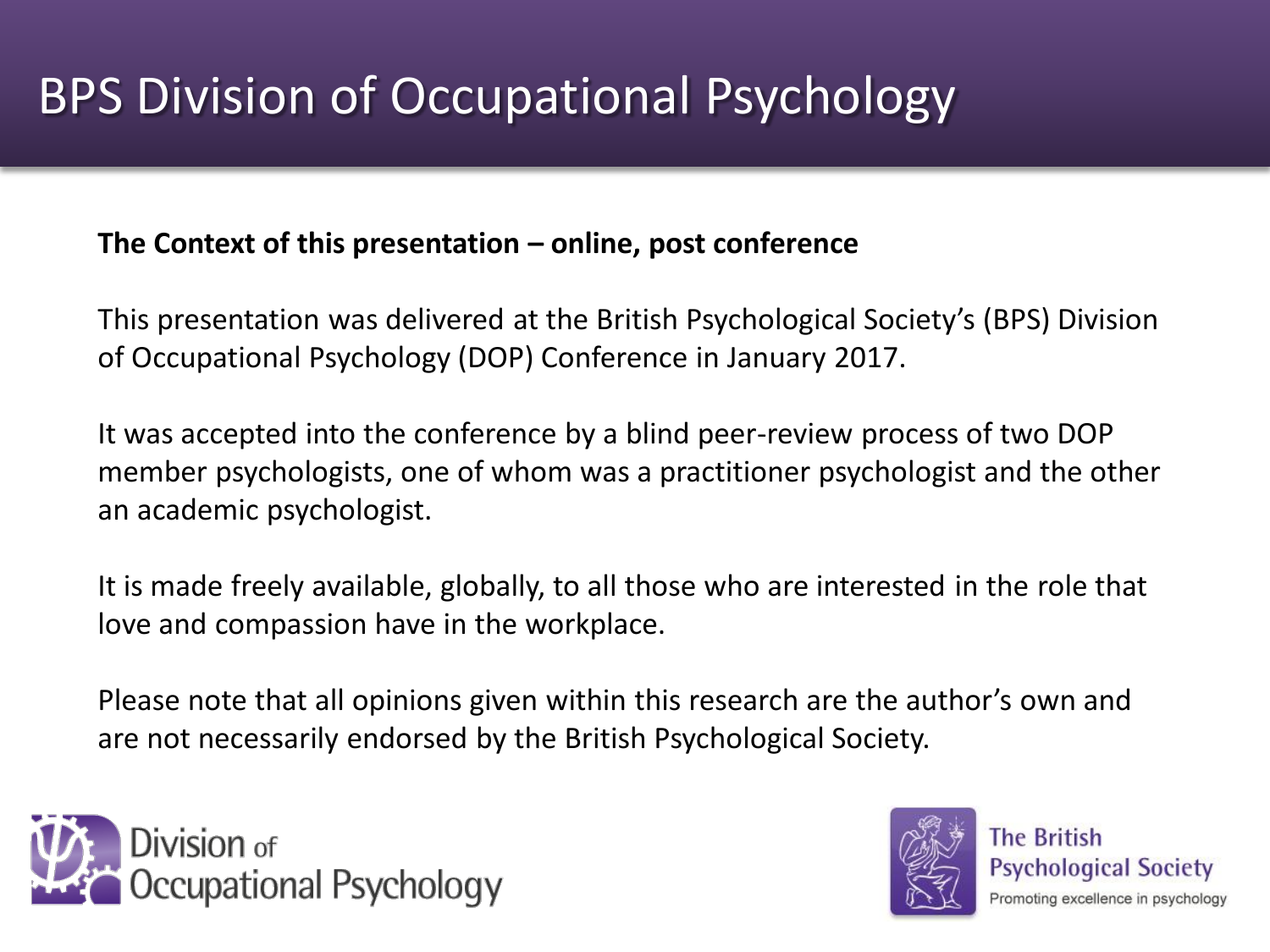# BPS Division of Occupational Psychology

**The Context of this presentation – online, post conference**

This presentation was delivered at the British Psychological Society's (BPS) Division of Occupational Psychology (DOP) Conference in January 2017.

It was accepted into the conference by a blind peer-review process of two DOP member psychologists, one of whom was a practitioner psychologist and the other an academic psychologist.

It is made freely available, globally, to all those who are interested in the role that love and compassion have in the workplace.

Please note that all opinions given within this research are the author's own and are not necessarily endorsed by the British Psychological Society.

Division of Occupational Psychology

The British Psychological Society
Promoting excellence in psychology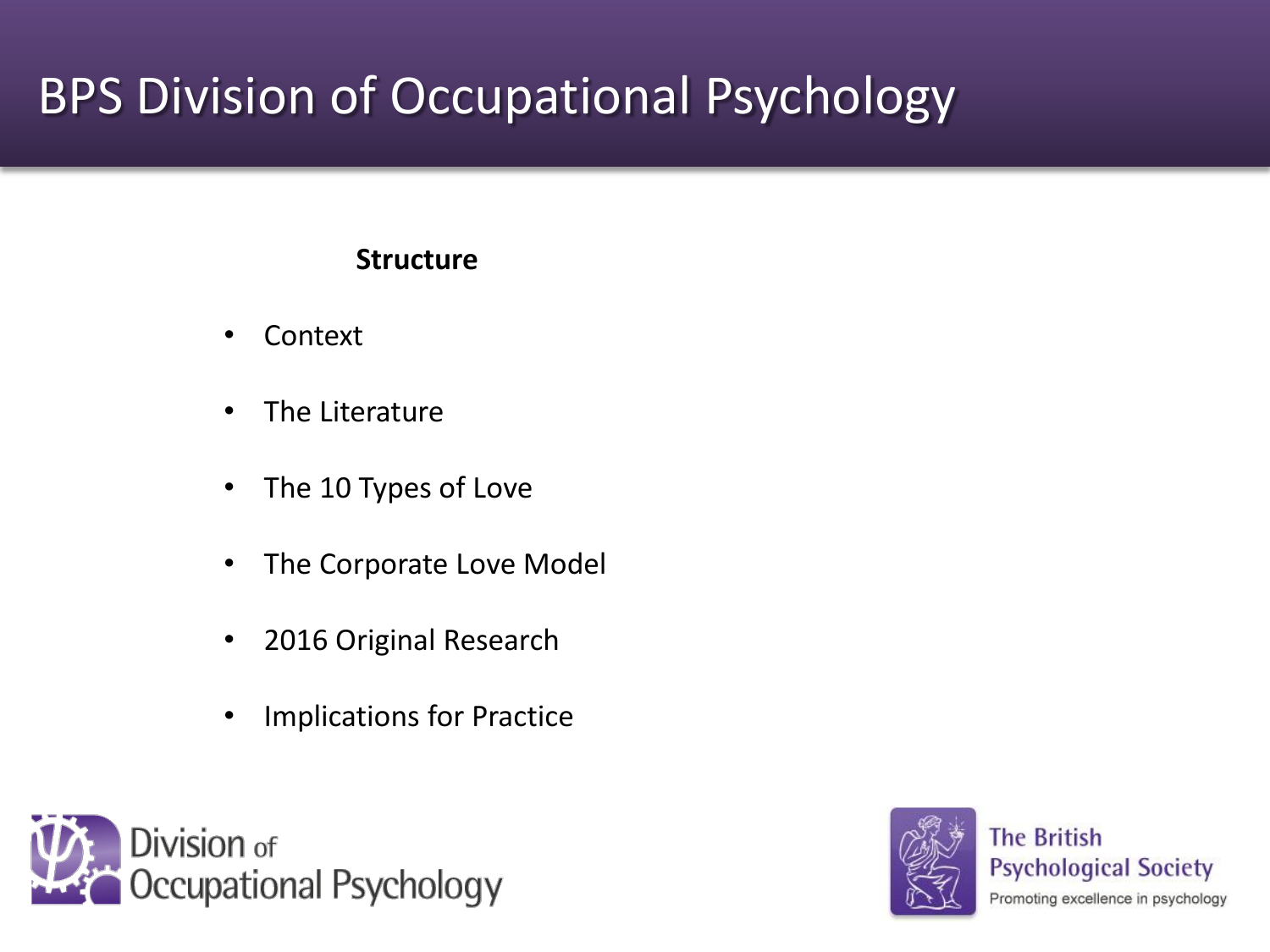# BPS Division of Occupational Psychology

**Structure**

- Context
- The Literature
- The 10 Types of Love
- The Corporate Love Model
- 2016 Original Research
- Implications for Practice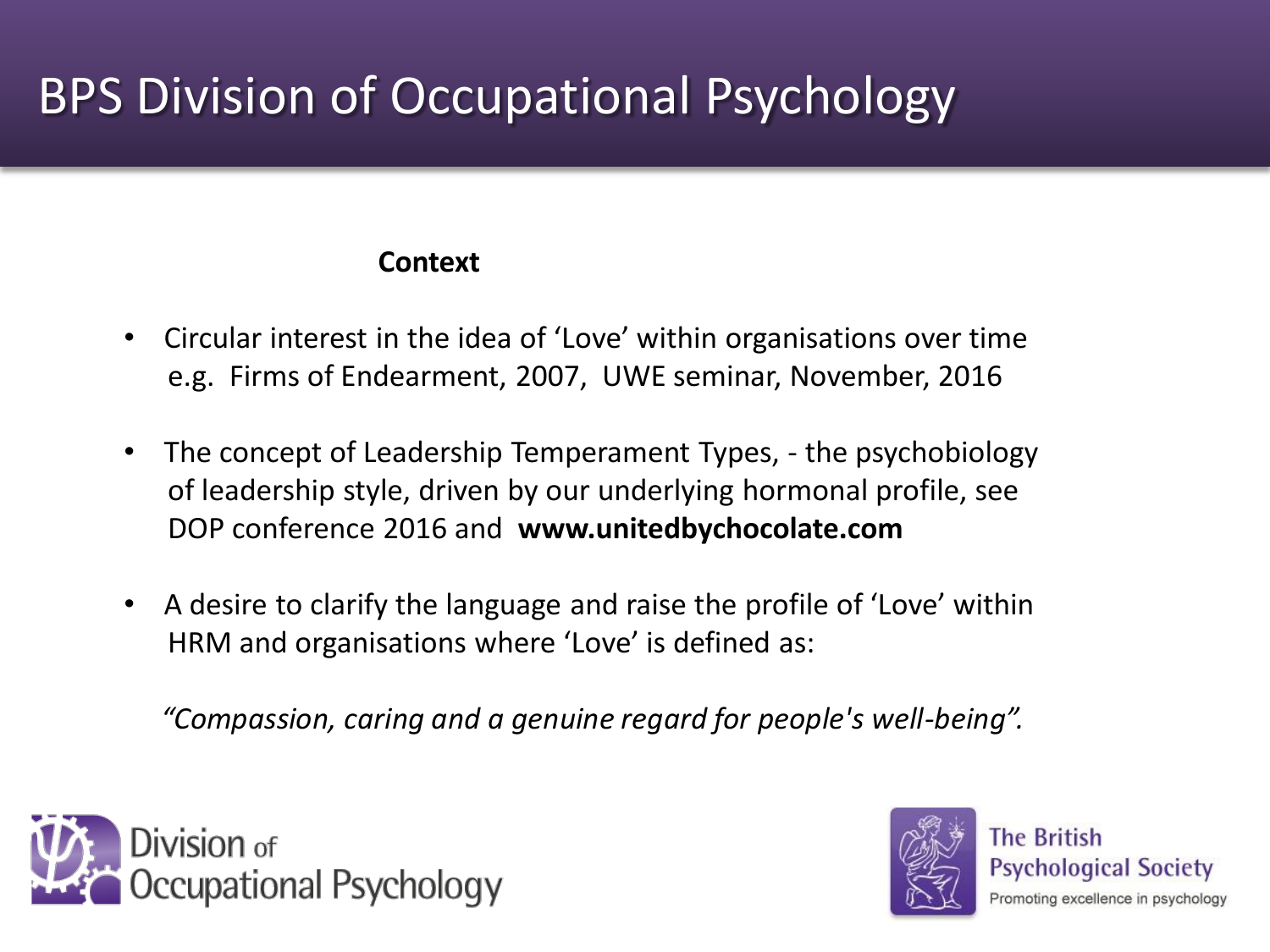# BPS Division of Occupational Psychology

**Context**

- Circular interest in the idea of 'Love' within organisations over time e.g. Firms of Endearment, 2007, UWE seminar, November, 2016
- The concept of Leadership Temperament Types, - the psychobiology of leadership style, driven by our underlying hormonal profile, see DOP conference 2016 and **www.unitedbychocolate.com**
- A desire to clarify the language and raise the profile of 'Love' within HRM and organisations where 'Love' is defined as:

*"Compassion, caring and a genuine regard for people's well-being".*

Division of Occupational Psychology

The British Psychological Society
Promoting excellence in psychology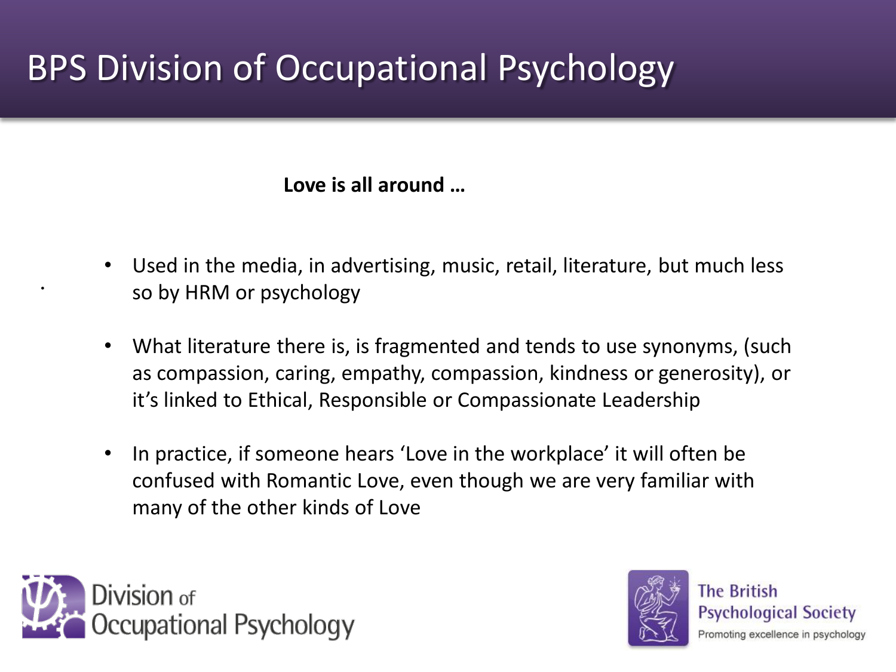# BPS Division of Occupational Psychology

**Love is all around …**

- Used in the media, in advertising, music, retail, literature, but much less so by HRM or psychology
- What literature there is, is fragmented and tends to use synonyms, (such as compassion, caring, empathy, compassion, kindness or generosity), or it's linked to Ethical, Responsible or Compassionate Leadership
- In practice, if someone hears 'Love in the workplace' it will often be confused with Romantic Love, even though we are very familiar with many of the other kinds of Love

Division of Occupational Psychology

The British Psychological Society
Promoting excellence in psychology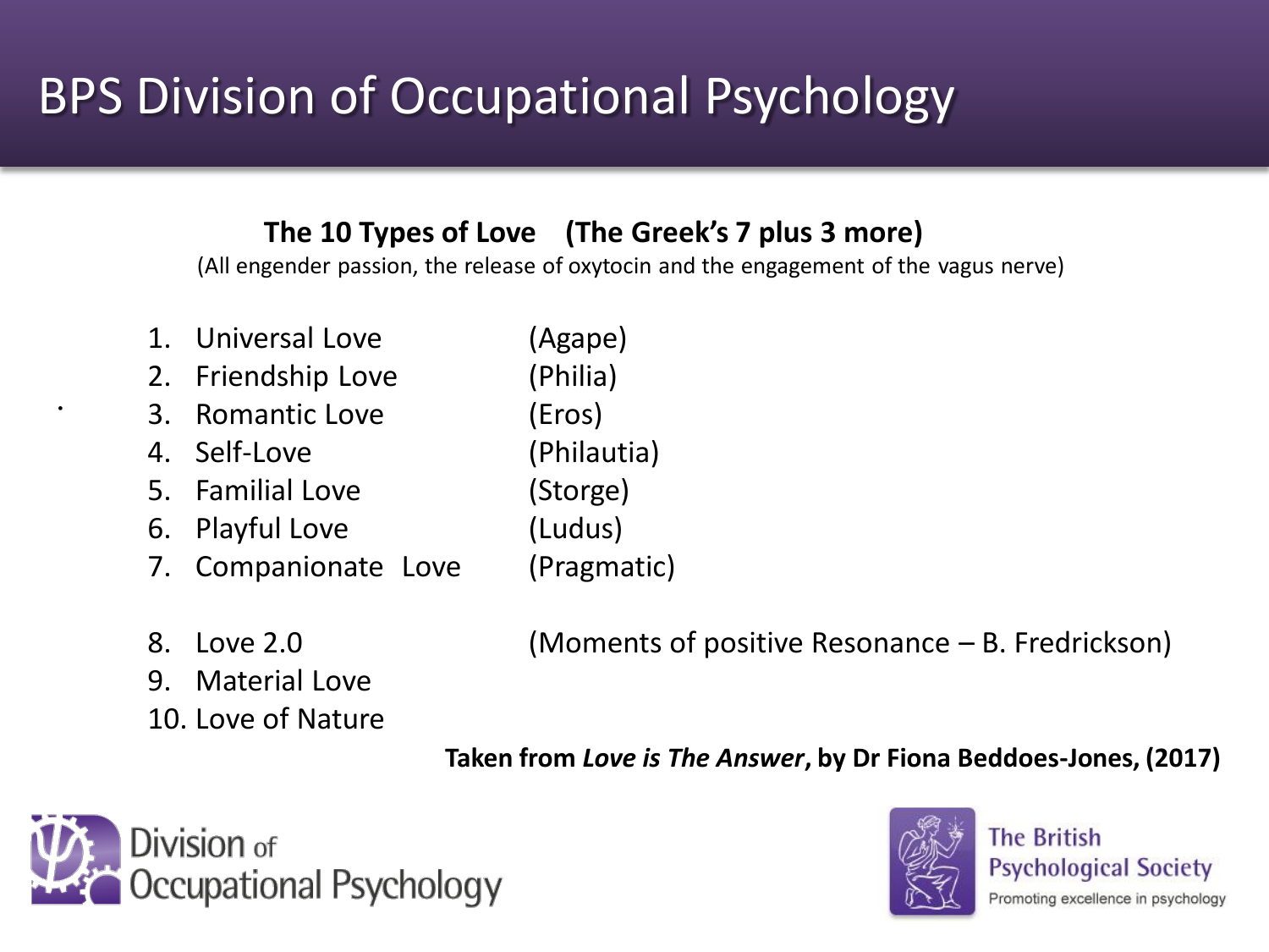# BPS Division of Occupational Psychology

**The 10 Types of Love (The Greek's 7 plus 3 more)**

(All engender passion, the release of oxytocin and the engagement of the vagus nerve)

1. Universal Love (Agape)
2. Friendship Love (Philia)
3. Romantic Love (Eros)
4. Self-Love (Philautia)
5. Familial Love (Storge)
6. Playful Love (Ludus)
7. Companionate Love (Pragmatic)

8. Love 2.0 (Moments of positive Resonance – B. Fredrickson)
9. Material Love
10. Love of Nature

**Taken from *Love is The Answer*, by Dr Fiona Beddoes-Jones, (2017)**

Division of Occupational Psychology

The British Psychological Society
Promoting excellence in psychology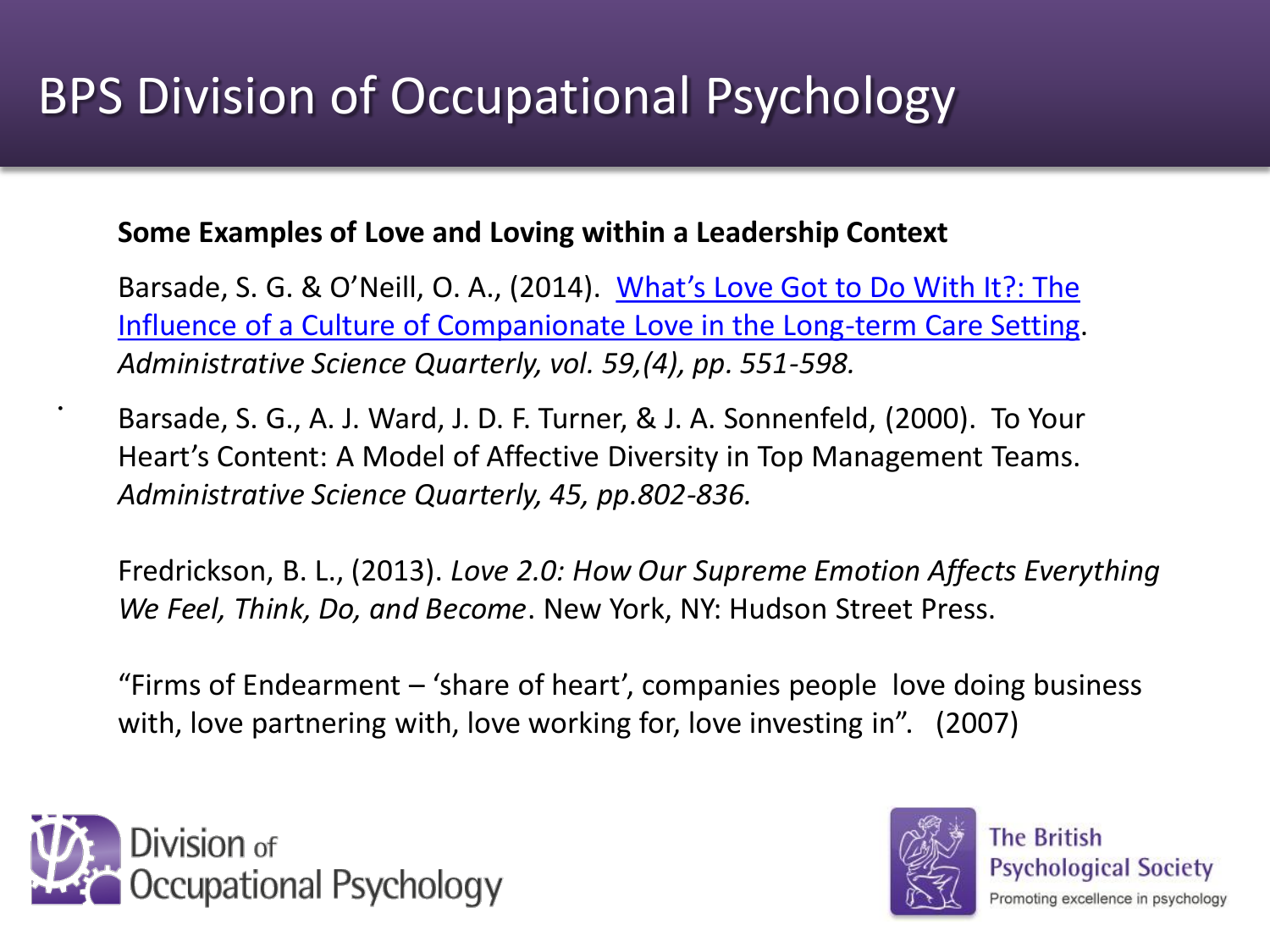# BPS Division of Occupational Psychology

**Some Examples of Love and Loving within a Leadership Context**

Barsade, S. G. & O'Neill, O. A., (2014). What's Love Got to Do With It?: The Influence of a Culture of Companionate Love in the Long-term Care Setting. *Administrative Science Quarterly, vol. 59,(4), pp. 551-598.*

Barsade, S. G., A. J. Ward, J. D. F. Turner, & J. A. Sonnenfeld, (2000). To Your Heart's Content: A Model of Affective Diversity in Top Management Teams. *Administrative Science Quarterly, 45, pp.802-836.*

Fredrickson, B. L., (2013). *Love 2.0: How Our Supreme Emotion Affects Everything We Feel, Think, Do, and Become*. New York, NY: Hudson Street Press.

"Firms of Endearment – 'share of heart', companies people love doing business with, love partnering with, love working for, love investing in". (2007)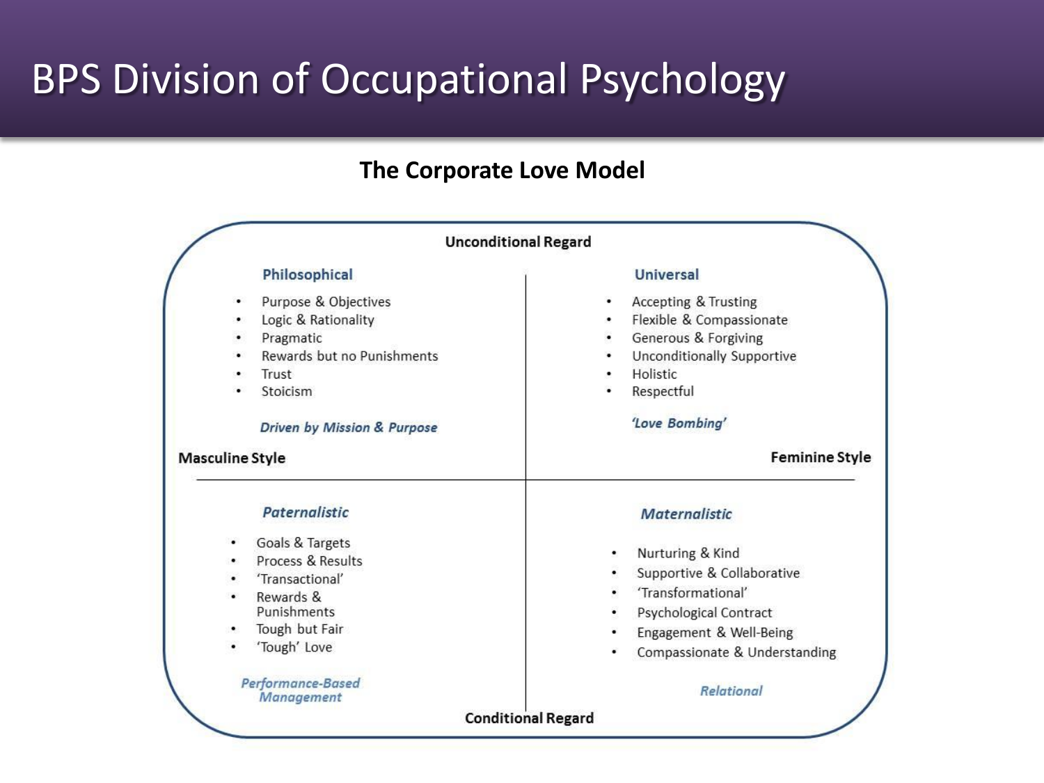# BPS Division of Occupational Psychology

## The Corporate Love Model

**Unconditional Regard**

### Philosophical

- Purpose & Objectives
- Logic & Rationality
- Pragmatic
- Rewards but no Punishments
- Trust
- Stoicism

*Driven by Mission & Purpose*

### Universal

- Accepting & Trusting
- Flexible & Compassionate
- Generous & Forgiving
- Unconditionally Supportive
- Holistic
- Respectful

*'Love Bombing'*

**Masculine Style** — **Feminine Style**

### *Paternalistic*

- Goals & Targets
- Process & Results
- 'Transactional'
- Rewards & Punishments
- Tough but Fair
- 'Tough' Love

*Performance-Based Management*

### *Maternalistic*

- Nurturing & Kind
- Supportive & Collaborative
- 'Transformational'
- Psychological Contract
- Engagement & Well-Being
- Compassionate & Understanding

*Relational*

**Conditional Regard**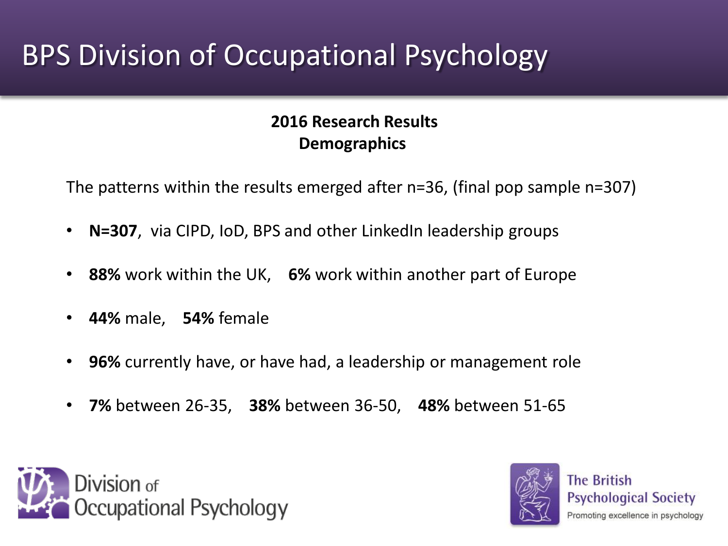# BPS Division of Occupational Psychology

**2016 Research Results**
**Demographics**

The patterns within the results emerged after n=36, (final pop sample n=307)

- **N=307**, via CIPD, IoD, BPS and other LinkedIn leadership groups
- **88%** work within the UK, **6%** work within another part of Europe
- **44%** male, **54%** female
- **96%** currently have, or have had, a leadership or management role
- **7%** between 26-35, **38%** between 36-50, **48%** between 51-65

Division of Occupational Psychology

The British Psychological Society
Promoting excellence in psychology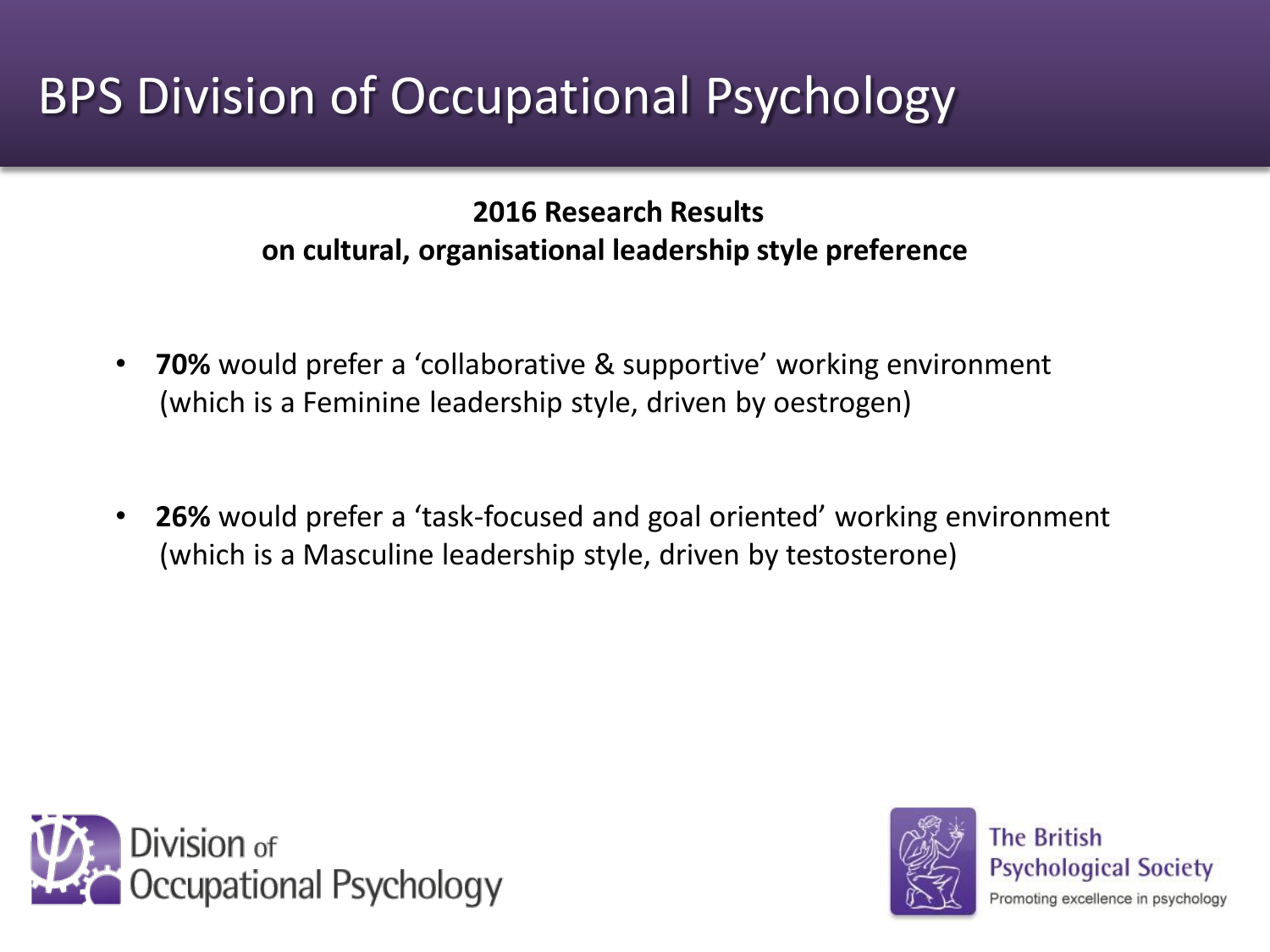# BPS Division of Occupational Psychology

**2016 Research Results**
**on cultural, organisational leadership style preference**

- **70%** would prefer a 'collaborative & supportive' working environment (which is a Feminine leadership style, driven by oestrogen)

- **26%** would prefer a 'task-focused and goal oriented' working environment (which is a Masculine leadership style, driven by testosterone)

Division of Occupational Psychology

The British Psychological Society
Promoting excellence in psychology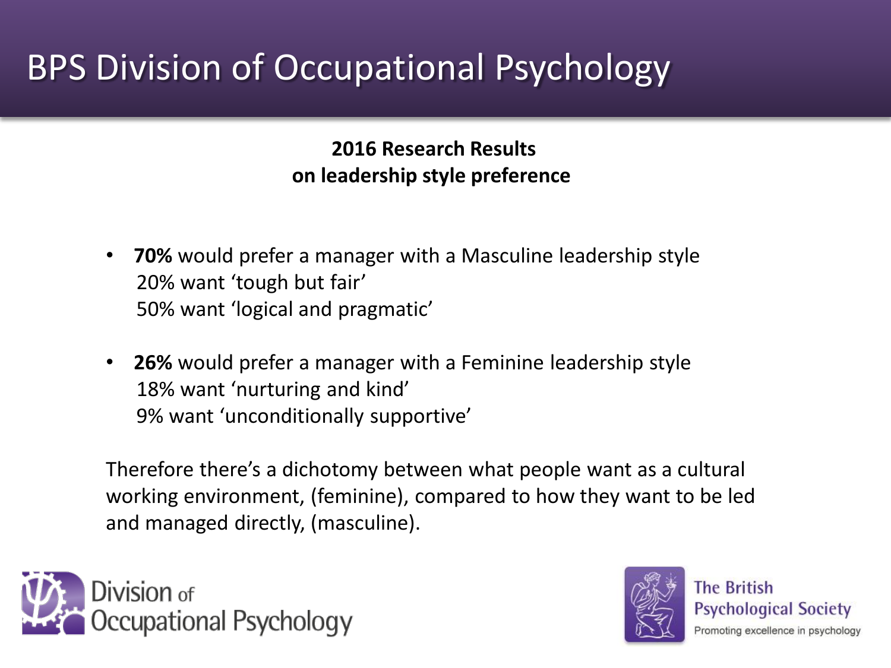# BPS Division of Occupational Psychology

**2016 Research Results**
**on leadership style preference**

- **70%** would prefer a manager with a Masculine leadership style
  20% want 'tough but fair'
  50% want 'logical and pragmatic'

- **26%** would prefer a manager with a Feminine leadership style
  18% want 'nurturing and kind'
  9% want 'unconditionally supportive'

Therefore there's a dichotomy between what people want as a cultural working environment, (feminine), compared to how they want to be led and managed directly, (masculine).

Division of Occupational Psychology

The British Psychological Society
Promoting excellence in psychology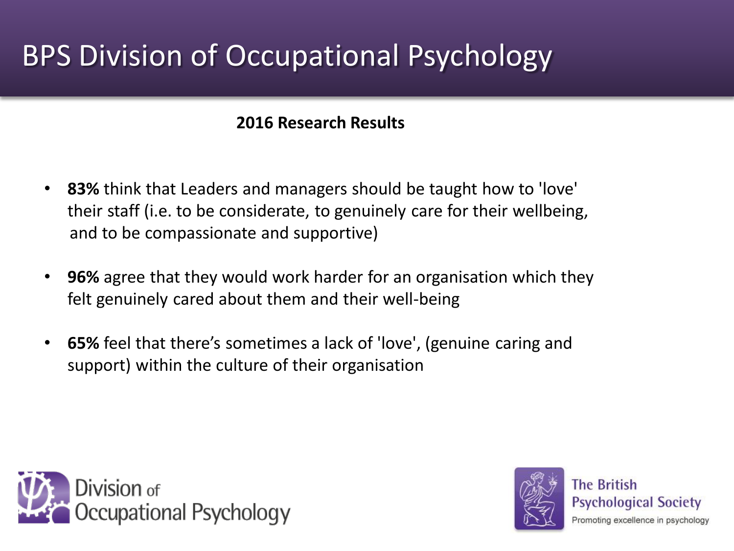# BPS Division of Occupational Psychology

**2016 Research Results**

- **83%** think that Leaders and managers should be taught how to 'love' their staff (i.e. to be considerate, to genuinely care for their wellbeing, and to be compassionate and supportive)
- **96%** agree that they would work harder for an organisation which they felt genuinely cared about them and their well-being
- **65%** feel that there's sometimes a lack of 'love', (genuine caring and support) within the culture of their organisation

Division of Occupational Psychology

The British Psychological Society
Promoting excellence in psychology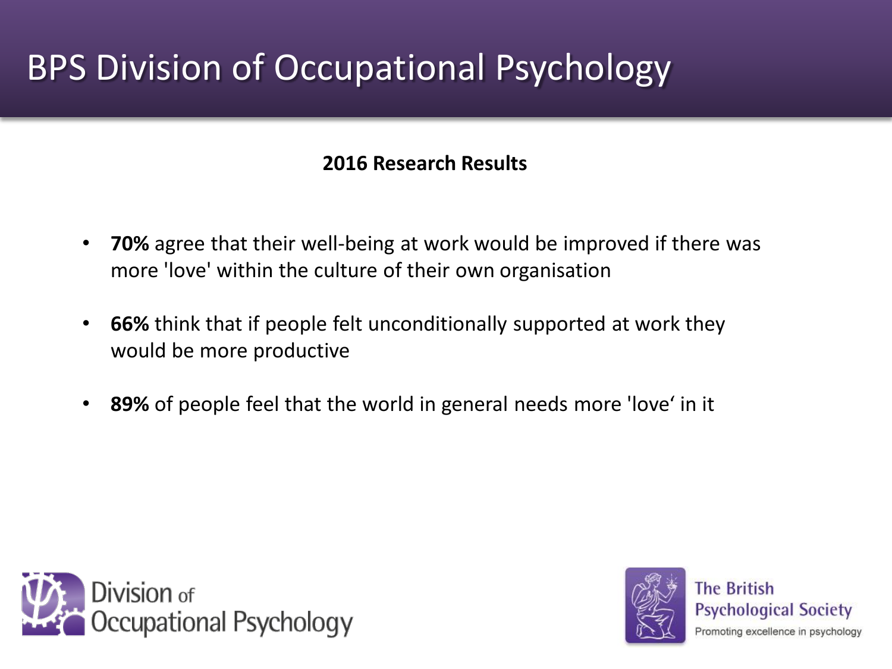# BPS Division of Occupational Psychology

**2016 Research Results**

- **70%** agree that their well-being at work would be improved if there was more 'love' within the culture of their own organisation
- **66%** think that if people felt unconditionally supported at work they would be more productive
- **89%** of people feel that the world in general needs more 'love' in it

Division of Occupational Psychology

The British Psychological Society
Promoting excellence in psychology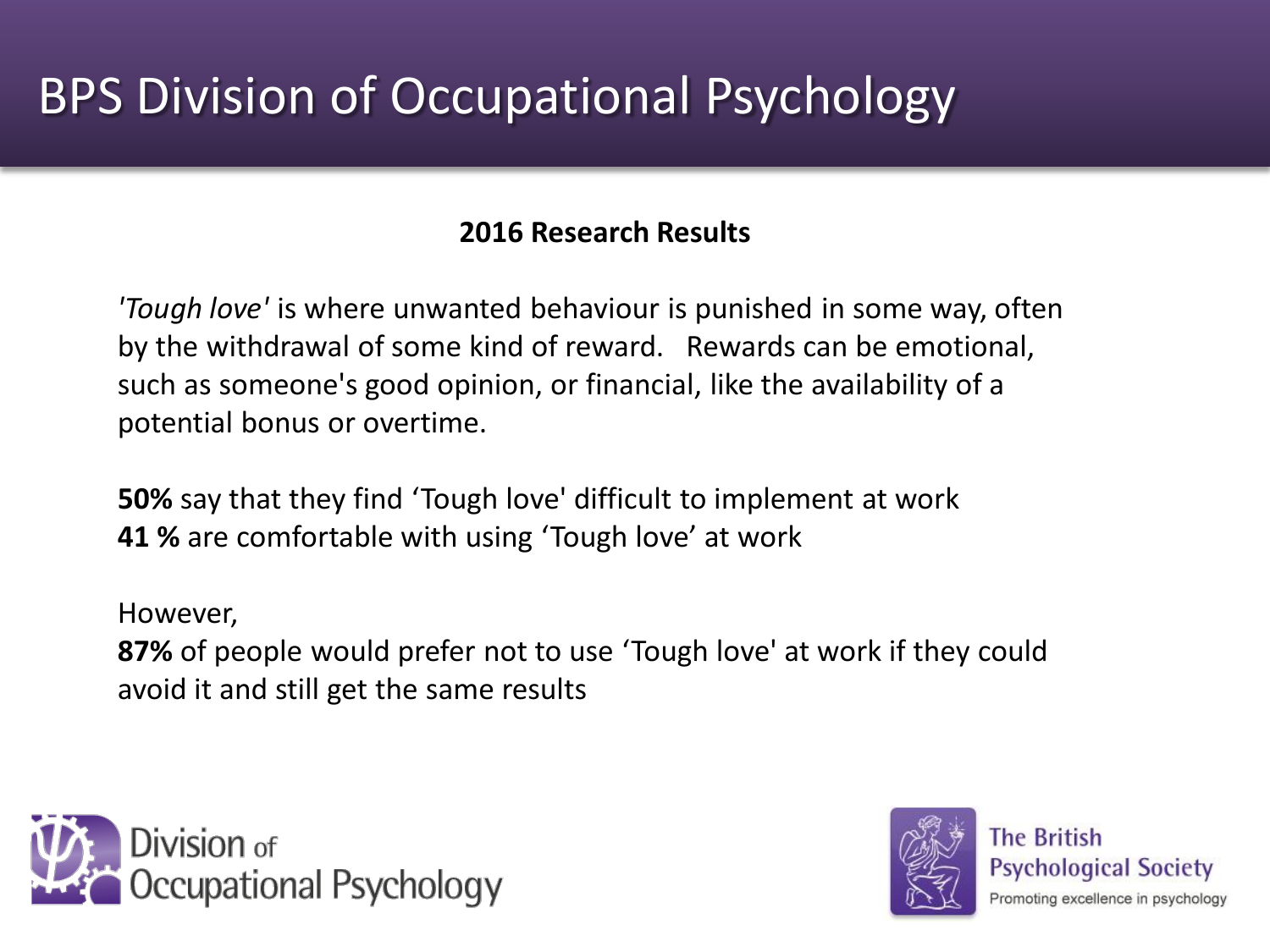# BPS Division of Occupational Psychology

## 2016 Research Results

*'Tough love'* is where unwanted behaviour is punished in some way, often by the withdrawal of some kind of reward. Rewards can be emotional, such as someone's good opinion, or financial, like the availability of a potential bonus or overtime.

**50%** say that they find 'Tough love' difficult to implement at work
**41 %** are comfortable with using 'Tough love' at work

However,
**87%** of people would prefer not to use 'Tough love' at work if they could avoid it and still get the same results

Division of Occupational Psychology

The British Psychological Society
Promoting excellence in psychology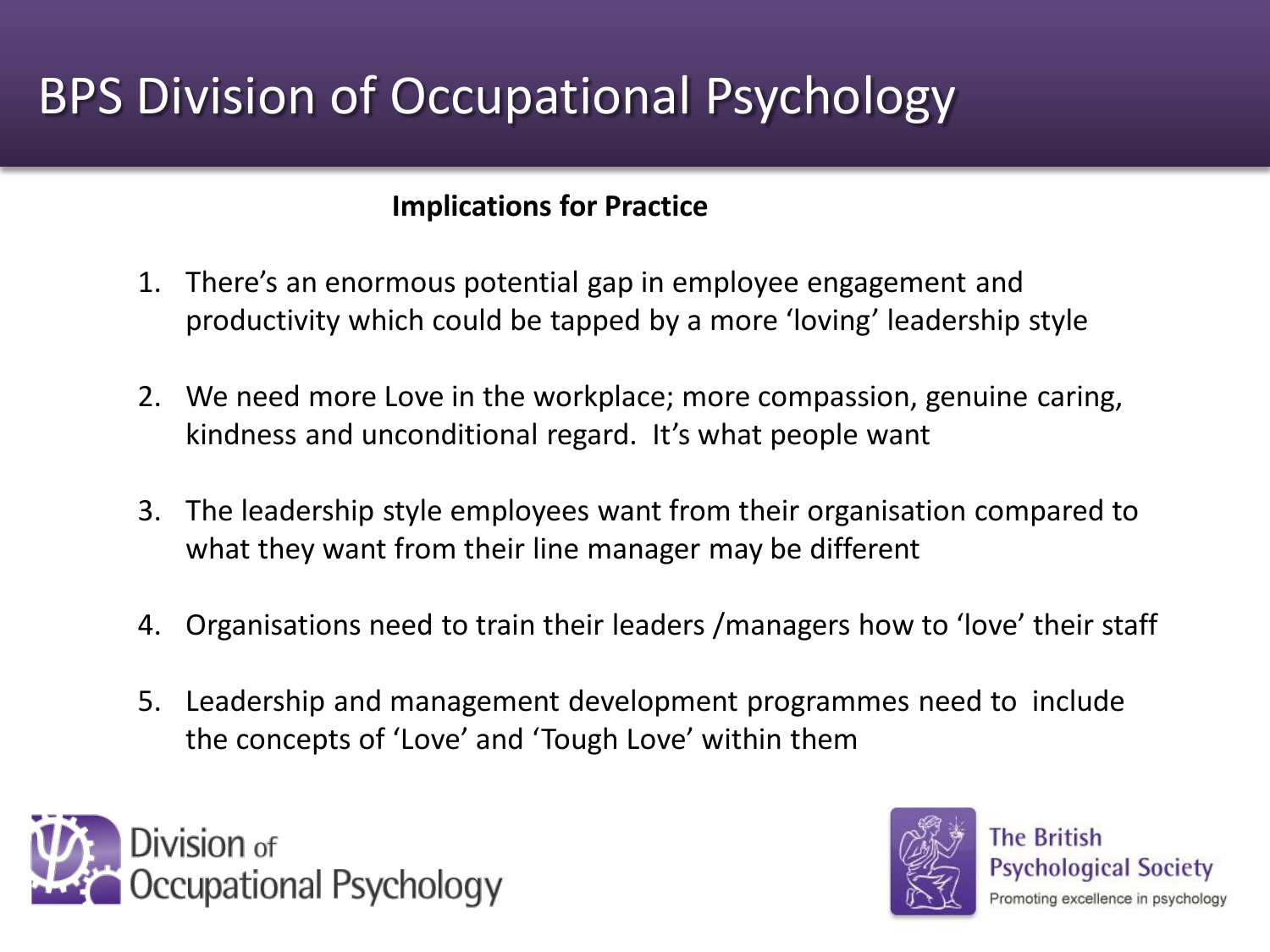# BPS Division of Occupational Psychology

**Implications for Practice**

1. There's an enormous potential gap in employee engagement and productivity which could be tapped by a more 'loving' leadership style

2. We need more Love in the workplace; more compassion, genuine caring, kindness and unconditional regard. It's what people want

3. The leadership style employees want from their organisation compared to what they want from their line manager may be different

4. Organisations need to train their leaders /managers how to 'love' their staff

5. Leadership and management development programmes need to include the concepts of 'Love' and 'Tough Love' within them

Division of Occupational Psychology

The British Psychological Society
Promoting excellence in psychology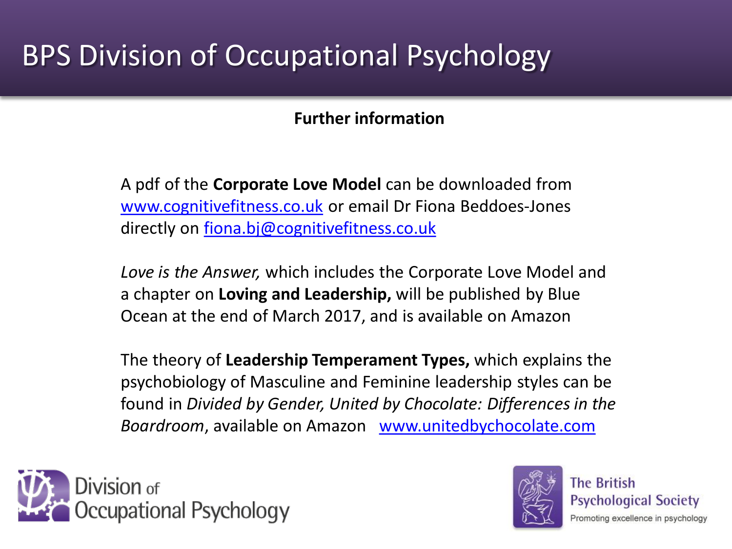# BPS Division of Occupational Psychology

**Further information**

A pdf of the **Corporate Love Model** can be downloaded from www.cognitivefitness.co.uk or email Dr Fiona Beddoes-Jones directly on fiona.bj@cognitivefitness.co.uk

*Love is the Answer,* which includes the Corporate Love Model and a chapter on **Loving and Leadership,** will be published by Blue Ocean at the end of March 2017, and is available on Amazon

The theory of **Leadership Temperament Types,** which explains the psychobiology of Masculine and Feminine leadership styles can be found in *Divided by Gender, United by Chocolate: Differences in the Boardroom*, available on Amazon www.unitedbychocolate.com

Division of Occupational Psychology

The British Psychological Society
Promoting excellence in psychology